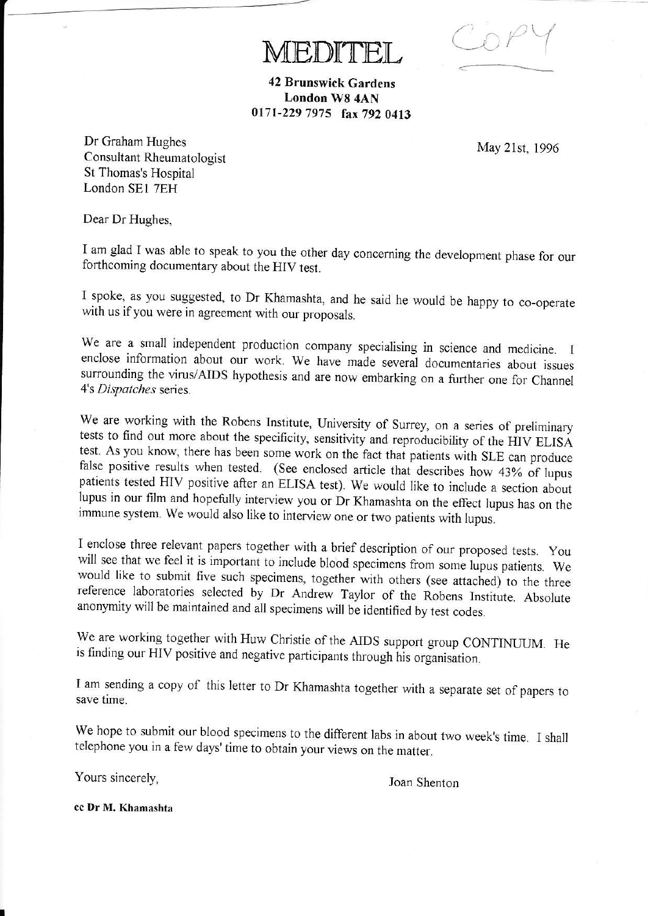# MEDITEL

COPY

**42 Brunswick Gardens**
**London W8 4AN**
**0171-229 7975 fax 792 0413**

Dr Graham Hughes
Consultant Rheumatologist
St Thomas's Hospital
London SE1 7EH

May 21st, 1996

Dear Dr Hughes,

I am glad I was able to speak to you the other day concerning the development phase for our forthcoming documentary about the HIV test.

I spoke, as you suggested, to Dr Khamashta, and he said he would be happy to co-operate with us if you were in agreement with our proposals.

We are a small independent production company specialising in science and medicine. I enclose information about our work. We have made several documentaries about issues surrounding the virus/AIDS hypothesis and are now embarking on a further one for Channel 4's *Dispatches* series.

We are working with the Robens Institute, University of Surrey, on a series of preliminary tests to find out more about the specificity, sensitivity and reproducibility of the HIV ELISA test. As you know, there has been some work on the fact that patients with SLE can produce false positive results when tested. (See enclosed article that describes how 43% of lupus patients tested HIV positive after an ELISA test). We would like to include a section about lupus in our film and hopefully interview you or Dr Khamashta on the effect lupus has on the immune system. We would also like to interview one or two patients with lupus.

I enclose three relevant papers together with a brief description of our proposed tests. You will see that we feel it is important to include blood specimens from some lupus patients. We would like to submit five such specimens, together with others (see attached) to the three reference laboratories selected by Dr Andrew Taylor of the Robens Institute. Absolute anonymity will be maintained and all specimens will be identified by test codes.

We are working together with Huw Christie of the AIDS support group CONTINUUM. He is finding our HIV positive and negative participants through his organisation.

I am sending a copy of this letter to Dr Khamashta together with a separate set of papers to save time.

We hope to submit our blood specimens to the different labs in about two week's time. I shall telephone you in a few days' time to obtain your views on the matter.

Yours sincerely,

Joan Shenton

**cc Dr M. Khamashta**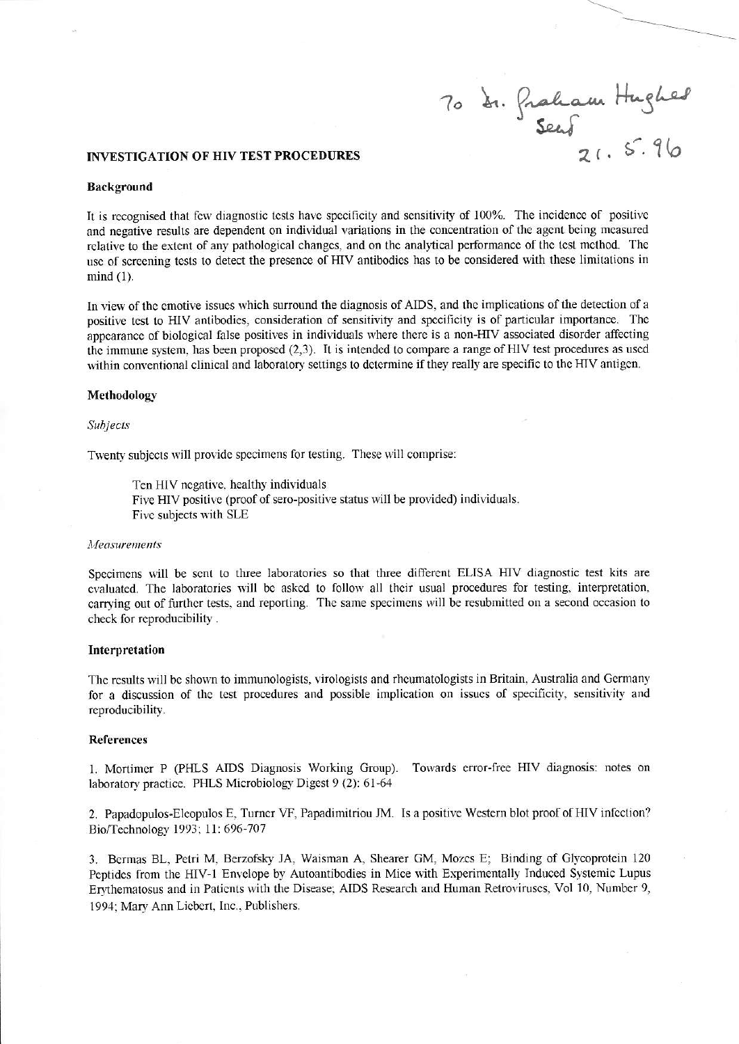To Dr. Graham Hughes
Sent
21.5.96

## INVESTIGATION OF HIV TEST PROCEDURES

### Background

It is recognised that few diagnostic tests have specificity and sensitivity of 100%. The incidence of positive and negative results are dependent on individual variations in the concentration of the agent being measured relative to the extent of any pathological changes, and on the analytical performance of the test method. The use of screening tests to detect the presence of HIV antibodies has to be considered with these limitations in mind (1).

In view of the emotive issues which surround the diagnosis of AIDS, and the implications of the detection of a positive test to HIV antibodies, consideration of sensitivity and specificity is of particular importance. The appearance of biological false positives in individuals where there is a non-HIV associated disorder affecting the immune system, has been proposed (2,3). It is intended to compare a range of HIV test procedures as used within conventional clinical and laboratory settings to determine if they really are specific to the HIV antigen.

### Methodology

*Subjects*

Twenty subjects will provide specimens for testing. These will comprise:

Ten HIV negative, healthy individuals
Five HIV positive (proof of sero-positive status will be provided) individuals.
Five subjects with SLE

*Measurements*

Specimens will be sent to three laboratories so that three different ELISA HIV diagnostic test kits are evaluated. The laboratories will be asked to follow all their usual procedures for testing, interpretation, carrying out of further tests, and reporting. The same specimens will be resubmitted on a second occasion to check for reproducibility .

### Interpretation

The results will be shown to immunologists, virologists and rheumatologists in Britain, Australia and Germany for a discussion of the test procedures and possible implication on issues of specificity, sensitivity and reproducibility.

### References

1. Mortimer P (PHLS AIDS Diagnosis Working Group). Towards error-free HIV diagnosis: notes on laboratory practice. PHLS Microbiology Digest 9 (2): 61-64

2. Papadopulos-Eleopulos E, Turner VF, Papadimitriou JM. Is a positive Western blot proof of HIV infection? Bio/Technology 1993; 11: 696-707

3. Bermas BL, Petri M, Berzofsky JA, Waisman A, Shearer GM, Mozes E; Binding of Glycoprotein 120 Peptides from the HIV-1 Envelope by Autoantibodies in Mice with Experimentally Induced Systemic Lupus Erythematosus and in Patients with the Disease; AIDS Research and Human Retroviruses, Vol 10, Number 9, 1994; Mary Ann Liebert, Inc., Publishers.